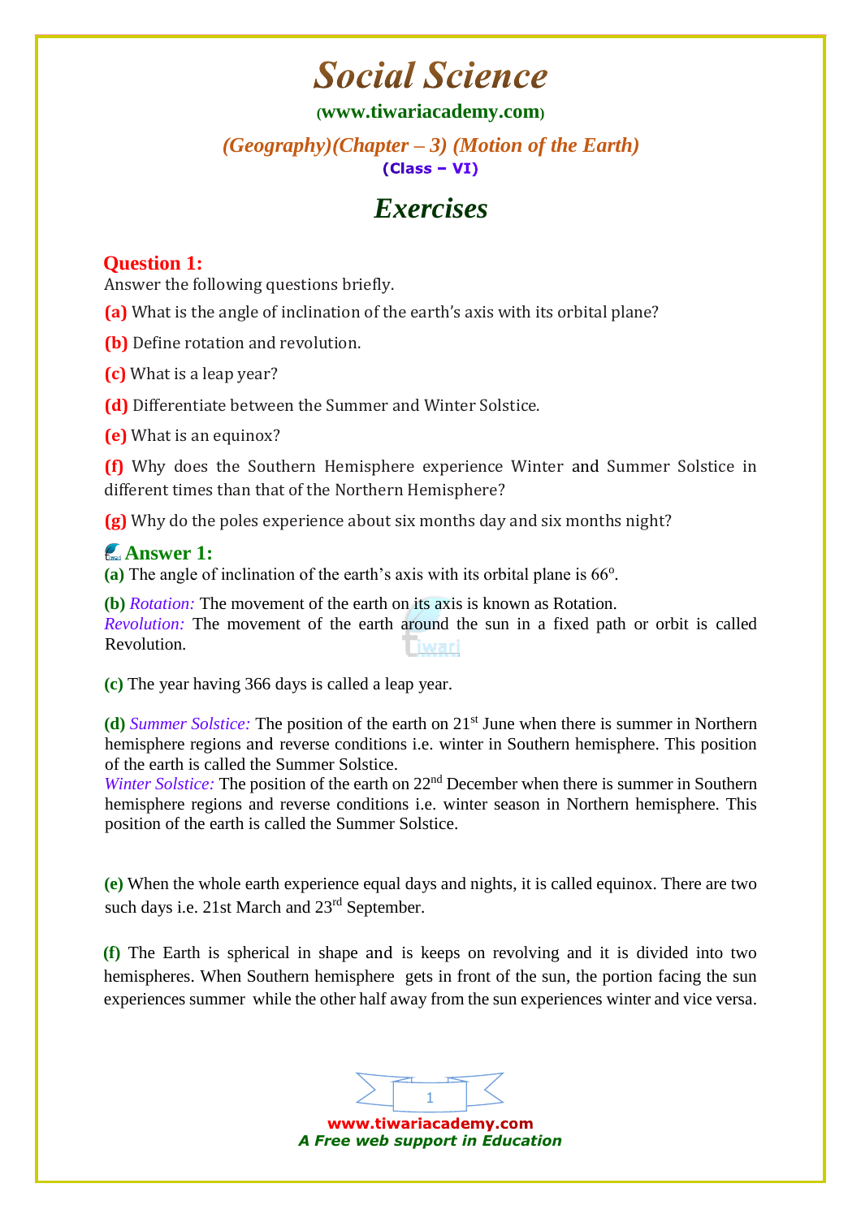# Social Science

(www.tiwariacademy.com)

*(Geography)(Chapter – 3) (Motion of the Earth)*

**(Class – VI)**

## *Exercises*

### Question 1:

Answer the following questions briefly.

**(a)** What is the angle of inclination of the earth's axis with its orbital plane?

**(b)** Define rotation and revolution.

**(c)** What is a leap year?

**(d)** Differentiate between the Summer and Winter Solstice.

**(e)** What is an equinox?

**(f)** Why does the Southern Hemisphere experience Winter and Summer Solstice in different times than that of the Northern Hemisphere?

**(g)** Why do the poles experience about six months day and six months night?

### Answer 1:

**(a)** The angle of inclination of the earth's axis with its orbital plane is $66^o$.

**(b)** *Rotation:* The movement of the earth on its axis is known as Rotation.
*Revolution:* The movement of the earth around the sun in a fixed path or orbit is called Revolution.

**(c)** The year having 366 days is called a leap year.

**(d)** *Summer Solstice:* The position of the earth on 21st June when there is summer in Northern hemisphere regions and reverse conditions i.e. winter in Southern hemisphere. This position of the earth is called the Summer Solstice.
*Winter Solstice:* The position of the earth on 22nd December when there is summer in Southern hemisphere regions and reverse conditions i.e. winter season in Northern hemisphere. This position of the earth is called the Summer Solstice.

**(e)** When the whole earth experience equal days and nights, it is called equinox. There are two such days i.e. 21st March and 23rd September.

**(f)** The Earth is spherical in shape and is keeps on revolving and it is divided into two hemispheres. When Southern hemisphere gets in front of the sun, the portion facing the sun experiences summer while the other half away from the sun experiences winter and vice versa.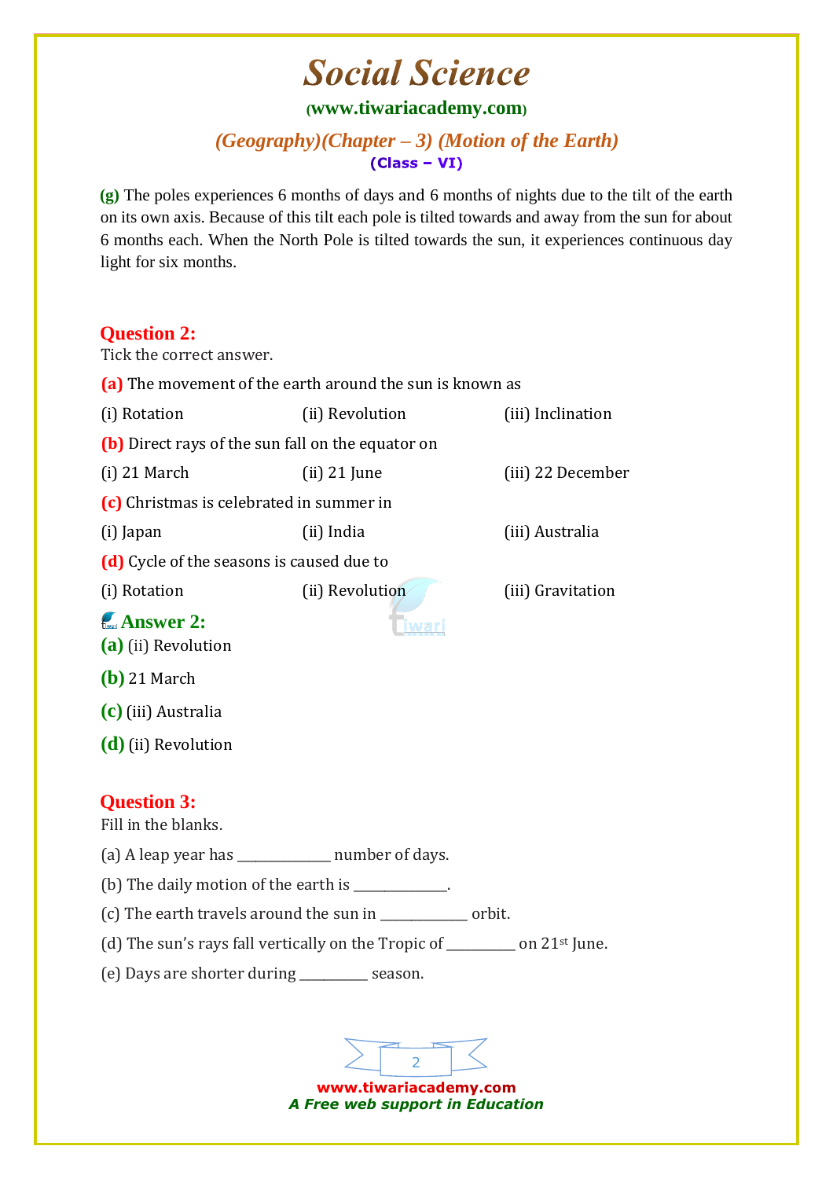**(g)** The poles experiences 6 months of days and 6 months of nights due to the tilt of the earth on its own axis. Because of this tilt each pole is tilted towards and away from the sun for about 6 months each. When the North Pole is tilted towards the sun, it experiences continuous day light for six months.

## Question 2:

Tick the correct answer.

**(a)** The movement of the earth around the sun is known as

(i) Rotation (ii) Revolution (iii) Inclination

**(b)** Direct rays of the sun fall on the equator on

(i) 21 March (ii) 21 June (iii) 22 December

**(c)** Christmas is celebrated in summer in

(i) Japan (ii) India (iii) Australia

**(d)** Cycle of the seasons is caused due to

(i) Rotation (ii) Revolution (iii) Gravitation

## Answer 2:

**(a)** (ii) Revolution

**(b)** 21 March

**(c)** (iii) Australia

**(d)** (ii) Revolution

## Question 3:

Fill in the blanks.

(a) A leap year has _____________ number of days.

(b) The daily motion of the earth is _____________.

(c) The earth travels around the sun in ____________ orbit.

(d) The sun's rays fall vertically on the Tropic of _________ on 21st June.

(e) Days are shorter during _________ season.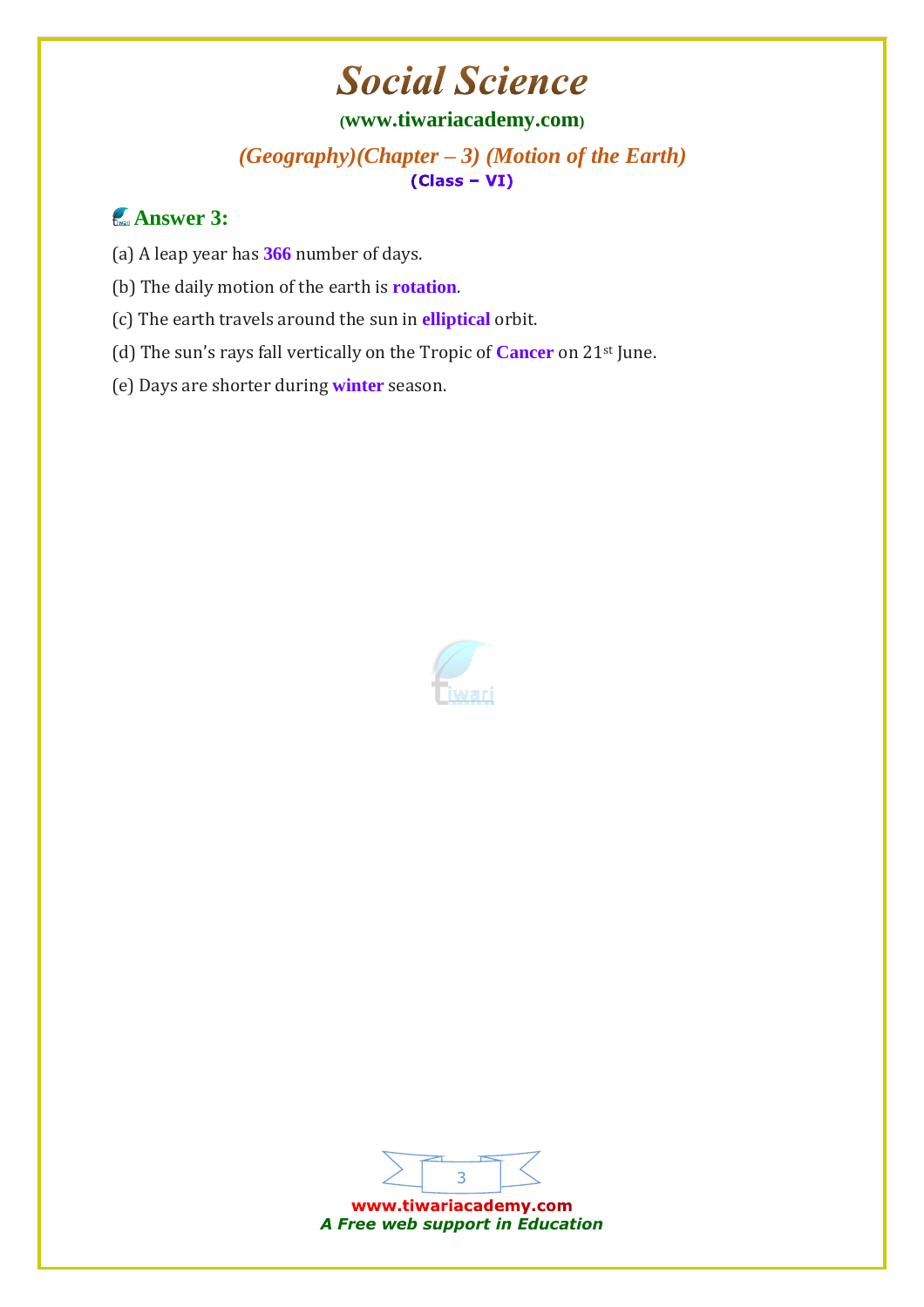# Social Science

(www.tiwariacademy.com)

*(Geography)(Chapter – 3) (Motion of the Earth)*

**(Class – VI)**

## Answer 3:

(a) A leap year has **366** number of days.

(b) The daily motion of the earth is **rotation**.

(c) The earth travels around the sun in **elliptical** orbit.

(d) The sun's rays fall vertically on the Tropic of **Cancer** on 21st June.

(e) Days are shorter during **winter** season.